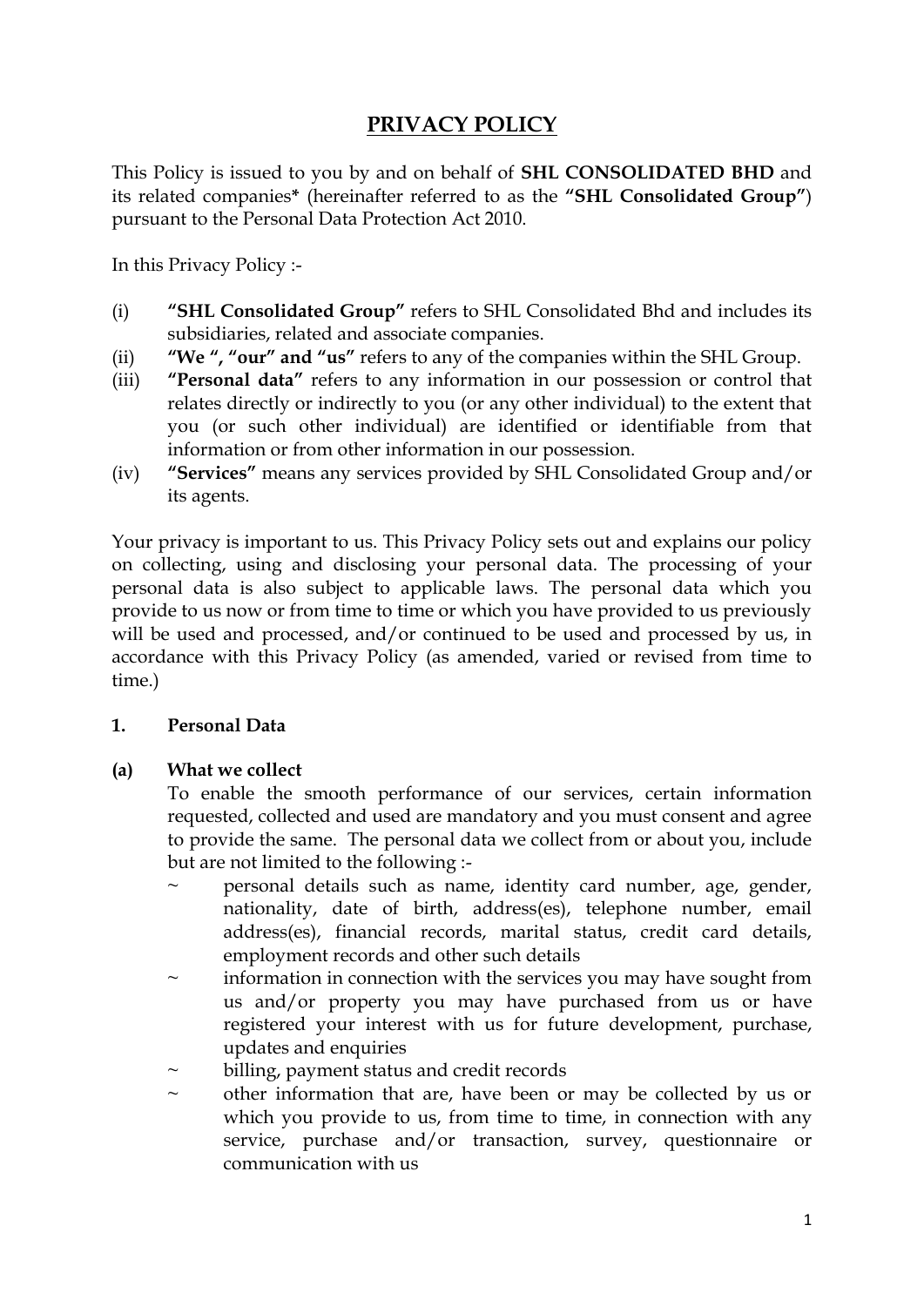# PRIVACY POLICY

This Policy is issued to you by and on behalf of **SHL CONSOLIDATED BHD** and its related companies* (hereinafter referred to as the **"SHL Consolidated Group"**) pursuant to the Personal Data Protection Act 2010.

In this Privacy Policy :-

(i) **"SHL Consolidated Group"** refers to SHL Consolidated Bhd and includes its subsidiaries, related and associate companies.

(ii) **"We ", "our" and "us"** refers to any of the companies within the SHL Group.

(iii) **"Personal data"** refers to any information in our possession or control that relates directly or indirectly to you (or any other individual) to the extent that you (or such other individual) are identified or identifiable from that information or from other information in our possession.

(iv) **"Services"** means any services provided by SHL Consolidated Group and/or its agents.

Your privacy is important to us. This Privacy Policy sets out and explains our policy on collecting, using and disclosing your personal data. The processing of your personal data is also subject to applicable laws. The personal data which you provide to us now or from time to time or which you have provided to us previously will be used and processed, and/or continued to be used and processed by us, in accordance with this Privacy Policy (as amended, varied or revised from time to time.)

## 1. Personal Data

### (a) What we collect

To enable the smooth performance of our services, certain information requested, collected and used are mandatory and you must consent and agree to provide the same. The personal data we collect from or about you, include but are not limited to the following :-

~ personal details such as name, identity card number, age, gender, nationality, date of birth, address(es), telephone number, email address(es), financial records, marital status, credit card details, employment records and other such details

~ information in connection with the services you may have sought from us and/or property you may have purchased from us or have registered your interest with us for future development, purchase, updates and enquiries

~ billing, payment status and credit records

~ other information that are, have been or may be collected by us or which you provide to us, from time to time, in connection with any service, purchase and/or transaction, survey, questionnaire or communication with us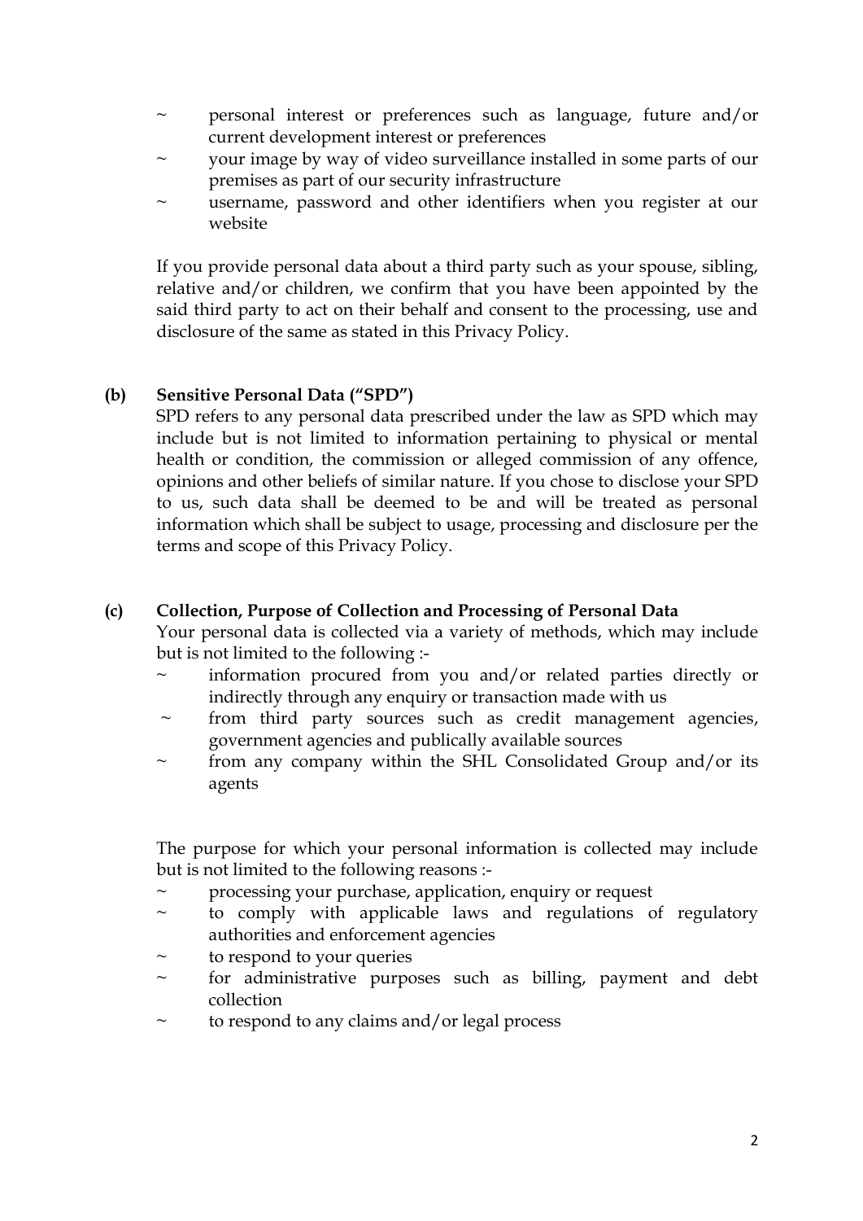- personal interest or preferences such as language, future and/or current development interest or preferences
- your image by way of video surveillance installed in some parts of our premises as part of our security infrastructure
- username, password and other identifiers when you register at our website

If you provide personal data about a third party such as your spouse, sibling, relative and/or children, we confirm that you have been appointed by the said third party to act on their behalf and consent to the processing, use and disclosure of the same as stated in this Privacy Policy.

**(b) Sensitive Personal Data ("SPD")**

SPD refers to any personal data prescribed under the law as SPD which may include but is not limited to information pertaining to physical or mental health or condition, the commission or alleged commission of any offence, opinions and other beliefs of similar nature. If you chose to disclose your SPD to us, such data shall be deemed to be and will be treated as personal information which shall be subject to usage, processing and disclosure per the terms and scope of this Privacy Policy.

**(c) Collection, Purpose of Collection and Processing of Personal Data**

Your personal data is collected via a variety of methods, which may include but is not limited to the following :-

- information procured from you and/or related parties directly or indirectly through any enquiry or transaction made with us
- from third party sources such as credit management agencies, government agencies and publically available sources
- from any company within the SHL Consolidated Group and/or its agents

The purpose for which your personal information is collected may include but is not limited to the following reasons :-

- processing your purchase, application, enquiry or request
- to comply with applicable laws and regulations of regulatory authorities and enforcement agencies
- to respond to your queries
- for administrative purposes such as billing, payment and debt collection
- to respond to any claims and/or legal process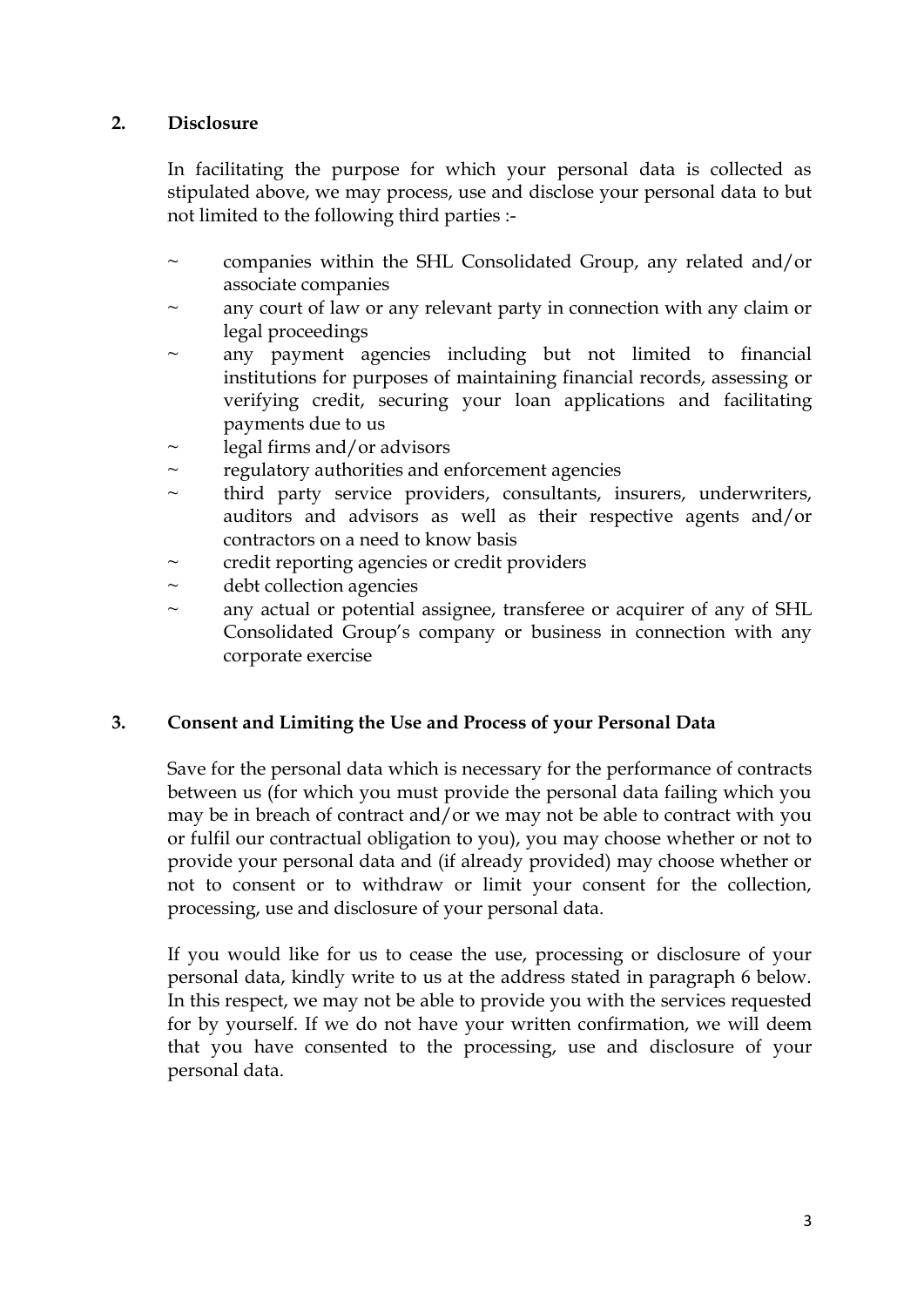## 2. Disclosure

In facilitating the purpose for which your personal data is collected as stipulated above, we may process, use and disclose your personal data to but not limited to the following third parties :-

- companies within the SHL Consolidated Group, any related and/or associate companies
- any court of law or any relevant party in connection with any claim or legal proceedings
- any payment agencies including but not limited to financial institutions for purposes of maintaining financial records, assessing or verifying credit, securing your loan applications and facilitating payments due to us
- legal firms and/or advisors
- regulatory authorities and enforcement agencies
- third party service providers, consultants, insurers, underwriters, auditors and advisors as well as their respective agents and/or contractors on a need to know basis
- credit reporting agencies or credit providers
- debt collection agencies
- any actual or potential assignee, transferee or acquirer of any of SHL Consolidated Group's company or business in connection with any corporate exercise

## 3. Consent and Limiting the Use and Process of your Personal Data

Save for the personal data which is necessary for the performance of contracts between us (for which you must provide the personal data failing which you may be in breach of contract and/or we may not be able to contract with you or fulfil our contractual obligation to you), you may choose whether or not to provide your personal data and (if already provided) may choose whether or not to consent or to withdraw or limit your consent for the collection, processing, use and disclosure of your personal data.

If you would like for us to cease the use, processing or disclosure of your personal data, kindly write to us at the address stated in paragraph 6 below. In this respect, we may not be able to provide you with the services requested for by yourself. If we do not have your written confirmation, we will deem that you have consented to the processing, use and disclosure of your personal data.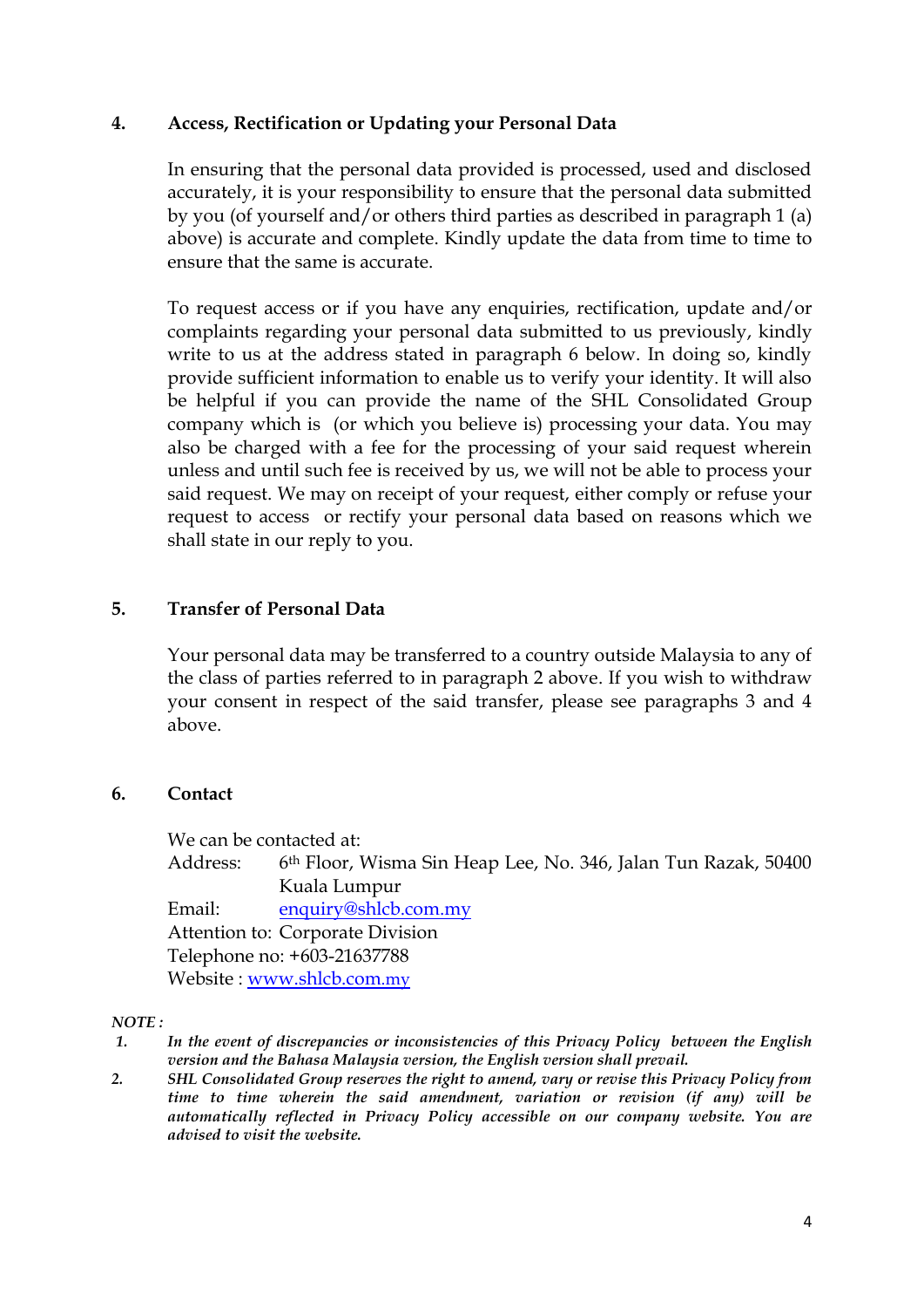## 4. Access, Rectification or Updating your Personal Data

In ensuring that the personal data provided is processed, used and disclosed accurately, it is your responsibility to ensure that the personal data submitted by you (of yourself and/or others third parties as described in paragraph 1 (a) above) is accurate and complete. Kindly update the data from time to time to ensure that the same is accurate.

To request access or if you have any enquiries, rectification, update and/or complaints regarding your personal data submitted to us previously, kindly write to us at the address stated in paragraph 6 below. In doing so, kindly provide sufficient information to enable us to verify your identity. It will also be helpful if you can provide the name of the SHL Consolidated Group company which is (or which you believe is) processing your data. You may also be charged with a fee for the processing of your said request wherein unless and until such fee is received by us, we will not be able to process your said request. We may on receipt of your request, either comply or refuse your request to access or rectify your personal data based on reasons which we shall state in our reply to you.

## 5. Transfer of Personal Data

Your personal data may be transferred to a country outside Malaysia to any of the class of parties referred to in paragraph 2 above. If you wish to withdraw your consent in respect of the said transfer, please see paragraphs 3 and 4 above.

## 6. Contact

We can be contacted at:
Address: 6th Floor, Wisma Sin Heap Lee, No. 346, Jalan Tun Razak, 50400 Kuala Lumpur
Email: enquiry@shlcb.com.my
Attention to: Corporate Division
Telephone no: +603-21637788
Website : www.shlcb.com.my

*NOTE :*

1. ***In the event of discrepancies or inconsistencies of this Privacy Policy between the English version and the Bahasa Malaysia version, the English version shall prevail.***
2. ***SHL Consolidated Group reserves the right to amend, vary or revise this Privacy Policy from time to time wherein the said amendment, variation or revision (if any) will be automatically reflected in Privacy Policy accessible on our company website. You are advised to visit the website.***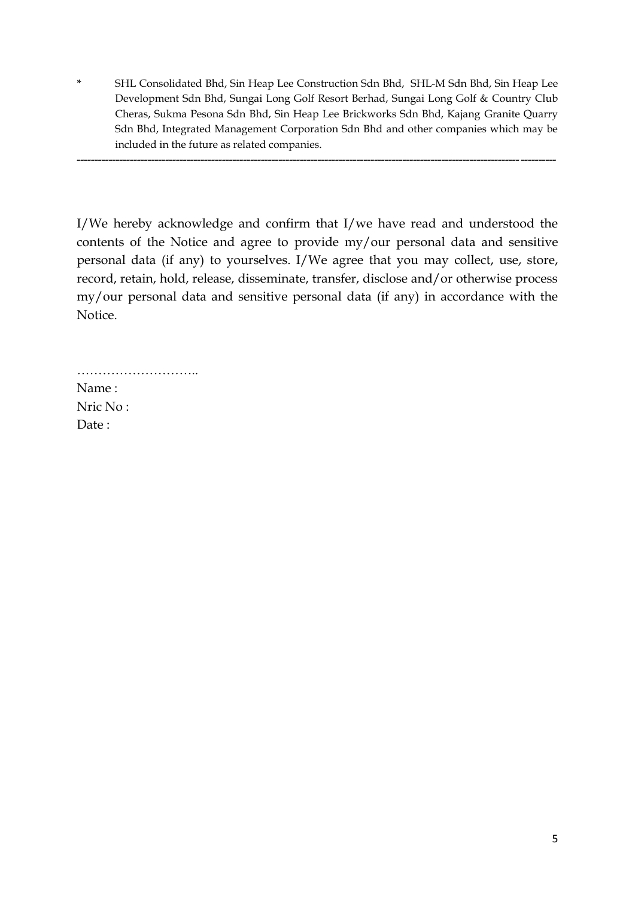* SHL Consolidated Bhd, Sin Heap Lee Construction Sdn Bhd, SHL-M Sdn Bhd, Sin Heap Lee Development Sdn Bhd, Sungai Long Golf Resort Berhad, Sungai Long Golf & Country Club Cheras, Sukma Pesona Sdn Bhd, Sin Heap Lee Brickworks Sdn Bhd, Kajang Granite Quarry Sdn Bhd, Integrated Management Corporation Sdn Bhd and other companies which may be included in the future as related companies.

---

I/We hereby acknowledge and confirm that I/we have read and understood the contents of the Notice and agree to provide my/our personal data and sensitive personal data (if any) to yourselves. I/We agree that you may collect, use, store, record, retain, hold, release, disseminate, transfer, disclose and/or otherwise process my/our personal data and sensitive personal data (if any) in accordance with the Notice.

………………………..

Name :

Nric No :

Date :